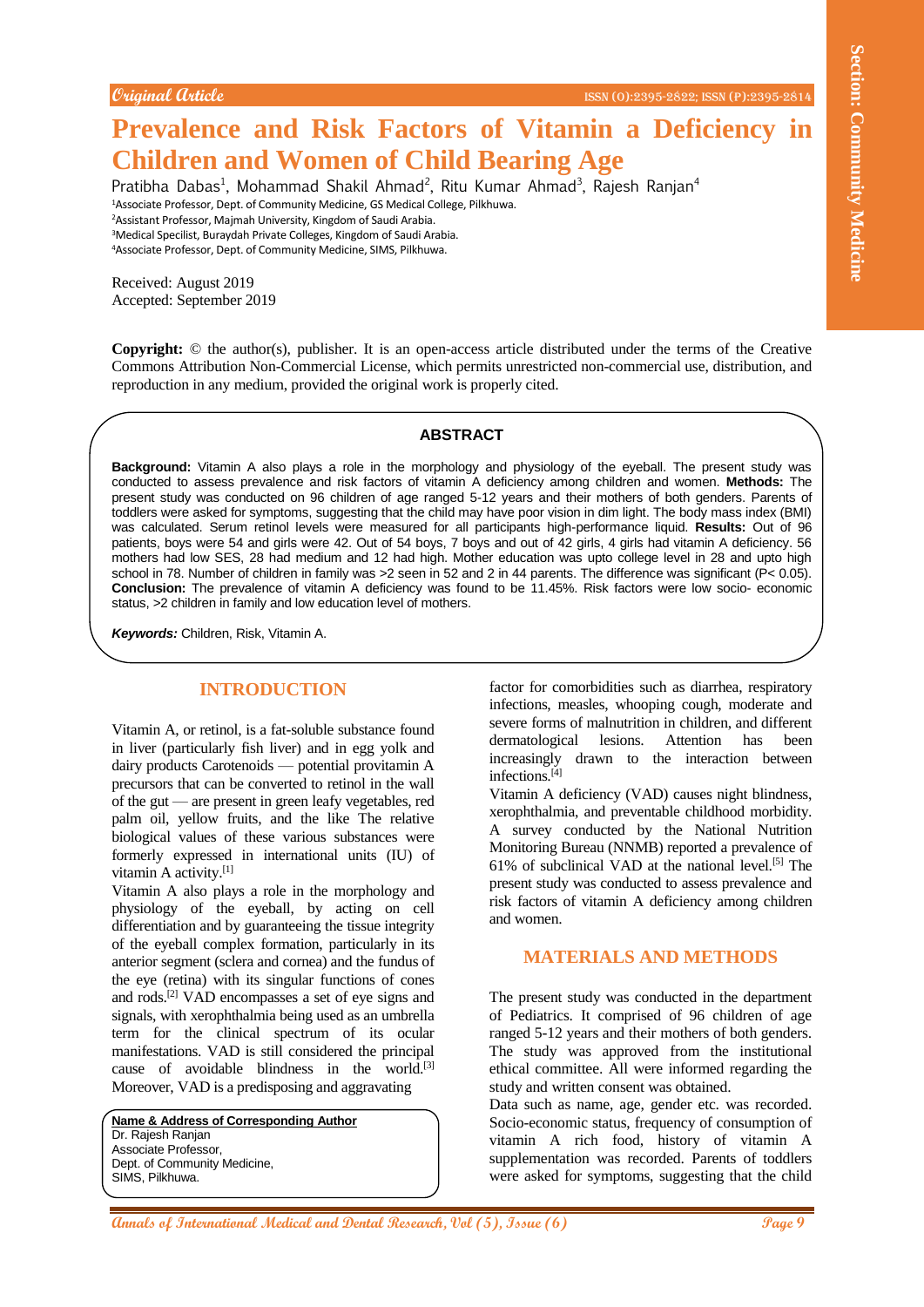Original Article

# Prevalence and Risk Factors of Vitamin a Deficiency in Children and Women of Child Bearing Age

Pratibha Dabas[1], Mohammad Shakil Ahmad[2], Ritu Kumar Ahmad[3], Rajesh Ranjan[4]

[1]Associate Professor, Dept. of Community Medicine, GS Medical College, Pilkhuwa.
[2]Assistant Professor, Majmah University, Kingdom of Saudi Arabia.
[3]Medical Specilist, Buraydah Private Colleges, Kingdom of Saudi Arabia.
[4]Associate Professor, Dept. of Community Medicine, SIMS, Pilkhuwa.

Received: August 2019
Accepted: September 2019

**Copyright:** © the author(s), publisher. It is an open-access article distributed under the terms of the Creative Commons Attribution Non-Commercial License, which permits unrestricted non-commercial use, distribution, and reproduction in any medium, provided the original work is properly cited.

## ABSTRACT

**Background:** Vitamin A also plays a role in the morphology and physiology of the eyeball. The present study was conducted to assess prevalence and risk factors of vitamin A deficiency among children and women. **Methods:** The present study was conducted on 96 children of age ranged 5-12 years and their mothers of both genders. Parents of toddlers were asked for symptoms, suggesting that the child may have poor vision in dim light. The body mass index (BMI) was calculated. Serum retinol levels were measured for all participants high-performance liquid. **Results:** Out of 96 patients, boys were 54 and girls were 42. Out of 54 boys, 7 boys and out of 42 girls, 4 girls had vitamin A deficiency. 56 mothers had low SES, 28 had medium and 12 had high. Mother education was upto college level in 28 and upto high school in 78. Number of children in family was >2 seen in 52 and 2 in 44 parents. The difference was significant (P< 0.05). **Conclusion:** The prevalence of vitamin A deficiency was found to be 11.45%. Risk factors were low socio- economic status, >2 children in family and low education level of mothers.

***Keywords:*** Children, Risk, Vitamin A.

## INTRODUCTION

Vitamin A, or retinol, is a fat-soluble substance found in liver (particularly fish liver) and in egg yolk and dairy products Carotenoids — potential provitamin A precursors that can be converted to retinol in the wall of the gut — are present in green leafy vegetables, red palm oil, yellow fruits, and the like The relative biological values of these various substances were formerly expressed in international units (IU) of vitamin A activity.[1]

Vitamin A also plays a role in the morphology and physiology of the eyeball, by acting on cell differentiation and by guaranteeing the tissue integrity of the eyeball complex formation, particularly in its anterior segment (sclera and cornea) and the fundus of the eye (retina) with its singular functions of cones and rods.[2] VAD encompasses a set of eye signs and signals, with xerophthalmia being used as an umbrella term for the clinical spectrum of its ocular manifestations. VAD is still considered the principal cause of avoidable blindness in the world.[3] Moreover, VAD is a predisposing and aggravating factor for comorbidities such as diarrhea, respiratory infections, measles, whooping cough, moderate and severe forms of malnutrition in children, and different dermatological lesions. Attention has been increasingly drawn to the interaction between infections.[4]

Vitamin A deficiency (VAD) causes night blindness, xerophthalmia, and preventable childhood morbidity. A survey conducted by the National Nutrition Monitoring Bureau (NNMB) reported a prevalence of 61% of subclinical VAD at the national level.[5] The present study was conducted to assess prevalence and risk factors of vitamin A deficiency among children and women.

**Name & Address of Corresponding Author**
Dr. Rajesh Ranjan
Associate Professor,
Dept. of Community Medicine,
SIMS, Pilkhuwa.

## MATERIALS AND METHODS

The present study was conducted in the department of Pediatrics. It comprised of 96 children of age ranged 5-12 years and their mothers of both genders. The study was approved from the institutional ethical committee. All were informed regarding the study and written consent was obtained.

Data such as name, age, gender etc. was recorded. Socio-economic status, frequency of consumption of vitamin A rich food, history of vitamin A supplementation was recorded. Parents of toddlers were asked for symptoms, suggesting that the child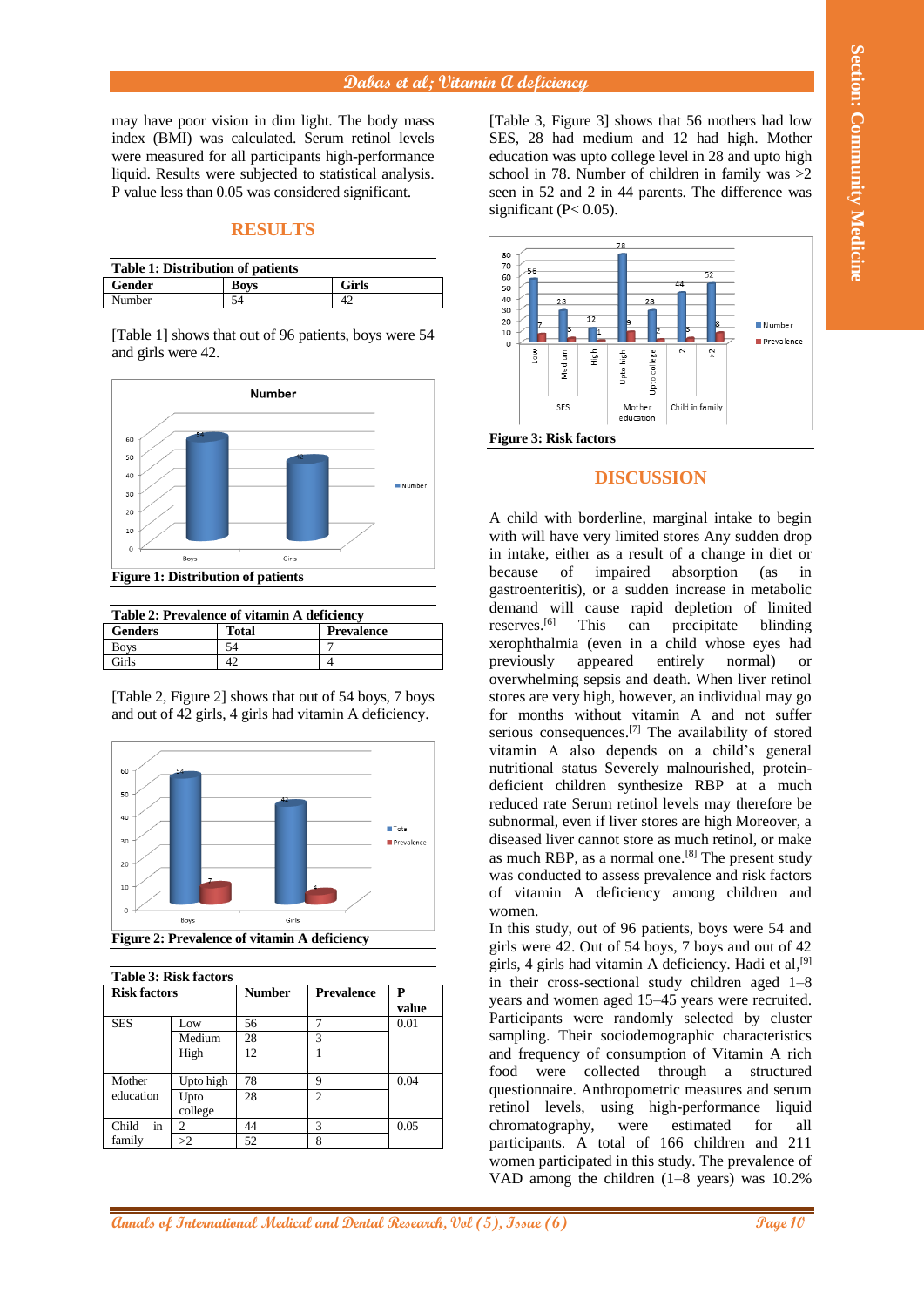may have poor vision in dim light. The body mass index (BMI) was calculated. Serum retinol levels were measured for all participants high-performance liquid. Results were subjected to statistical analysis. P value less than 0.05 was considered significant.

## RESULTS

**Table 1: Distribution of patients**

| Gender | Boys | Girls |
|---|---|---|
| Number | 54 | 42 |

[Table 1] shows that out of 96 patients, boys were 54 and girls were 42.

**Figure 1: Distribution of patients**

**Table 2: Prevalence of vitamin A deficiency**

| Genders | Total | Prevalence |
|---|---|---|
| Boys | 54 | 7 |
| Girls | 42 | 4 |

[Table 2, Figure 2] shows that out of 54 boys, 7 boys and out of 42 girls, 4 girls had vitamin A deficiency.

**Figure 2: Prevalence of vitamin A deficiency**

**Table 3: Risk factors**

| Risk factors | | Number | Prevalence | P value |
|---|---|---|---|---|
| SES | Low | 56 | 7 | 0.01 |
| | Medium | 28 | 3 | |
| | High | 12 | 1 | |
| Mother education | Upto high | 78 | 9 | 0.04 |
| | Upto college | 28 | 2 | |
| Child in family | 2 | 44 | 3 | 0.05 |
| | >2 | 52 | 8 | |

[Table 3, Figure 3] shows that 56 mothers had low SES, 28 had medium and 12 had high. Mother education was upto college level in 28 and upto high school in 78. Number of children in family was >2 seen in 52 and 2 in 44 parents. The difference was significant (P< 0.05).

**Figure 3: Risk factors**

## DISCUSSION

A child with borderline, marginal intake to begin with will have very limited stores Any sudden drop in intake, either as a result of a change in diet or because of impaired absorption (as in gastroenteritis), or a sudden increase in metabolic demand will cause rapid depletion of limited reserves.[6] This can precipitate blinding xerophthalmia (even in a child whose eyes had previously appeared entirely normal) or overwhelming sepsis and death. When liver retinol stores are very high, however, an individual may go for months without vitamin A and not suffer serious consequences.[7] The availability of stored vitamin A also depends on a child's general nutritional status Severely malnourished, protein-deficient children synthesize RBP at a much reduced rate Serum retinol levels may therefore be subnormal, even if liver stores are high Moreover, a diseased liver cannot store as much retinol, or make as much RBP, as a normal one.[8] The present study was conducted to assess prevalence and risk factors of vitamin A deficiency among children and women.

In this study, out of 96 patients, boys were 54 and girls were 42. Out of 54 boys, 7 boys and out of 42 girls, 4 girls had vitamin A deficiency. Hadi et al,[9] in their cross-sectional study children aged 1–8 years and women aged 15–45 years were recruited. Participants were randomly selected by cluster sampling. Their sociodemographic characteristics and frequency of consumption of Vitamin A rich food were collected through a structured questionnaire. Anthropometric measures and serum retinol levels, using high-performance liquid chromatography, were estimated for all participants. A total of 166 children and 211 women participated in this study. The prevalence of VAD among the children (1–8 years) was 10.2%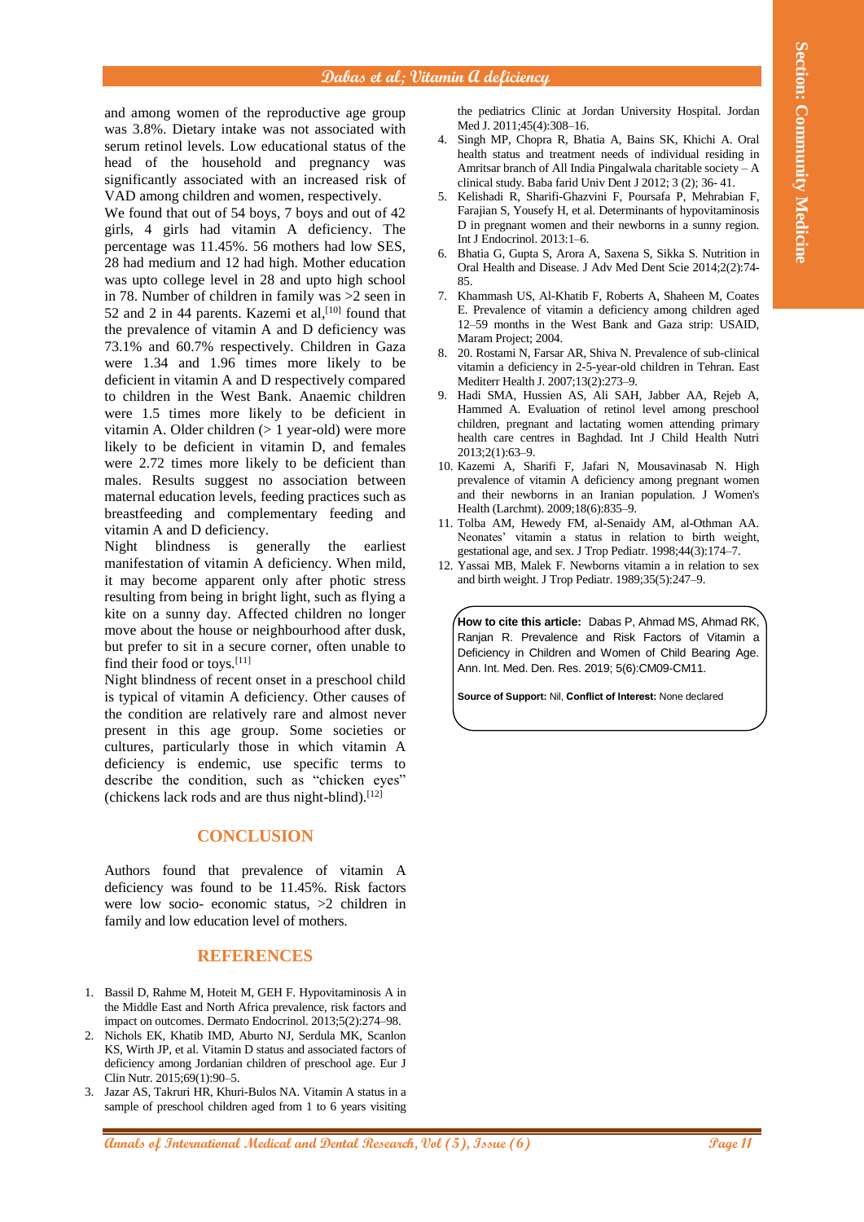and among women of the reproductive age group was 3.8%. Dietary intake was not associated with serum retinol levels. Low educational status of the head of the household and pregnancy was significantly associated with an increased risk of VAD among children and women, respectively.

We found that out of 54 boys, 7 boys and out of 42 girls, 4 girls had vitamin A deficiency. The percentage was 11.45%. 56 mothers had low SES, 28 had medium and 12 had high. Mother education was upto college level in 28 and upto high school in 78. Number of children in family was >2 seen in 52 and 2 in 44 parents. Kazemi et al,[10] found that the prevalence of vitamin A and D deficiency was 73.1% and 60.7% respectively. Children in Gaza were 1.34 and 1.96 times more likely to be deficient in vitamin A and D respectively compared to children in the West Bank. Anaemic children were 1.5 times more likely to be deficient in vitamin A. Older children (> 1 year-old) were more likely to be deficient in vitamin D, and females were 2.72 times more likely to be deficient than males. Results suggest no association between maternal education levels, feeding practices such as breastfeeding and complementary feeding and vitamin A and D deficiency.

Night blindness is generally the earliest manifestation of vitamin A deficiency. When mild, it may become apparent only after photic stress resulting from being in bright light, such as flying a kite on a sunny day. Affected children no longer move about the house or neighbourhood after dusk, but prefer to sit in a secure corner, often unable to find their food or toys.[11]

Night blindness of recent onset in a preschool child is typical of vitamin A deficiency. Other causes of the condition are relatively rare and almost never present in this age group. Some societies or cultures, particularly those in which vitamin A deficiency is endemic, use specific terms to describe the condition, such as "chicken eyes" (chickens lack rods and are thus night-blind).[12]

## CONCLUSION

Authors found that prevalence of vitamin A deficiency was found to be 11.45%. Risk factors were low socio- economic status, >2 children in family and low education level of mothers.

## REFERENCES

1. Bassil D, Rahme M, Hoteit M, GEH F. Hypovitaminosis A in the Middle East and North Africa prevalence, risk factors and impact on outcomes. Dermato Endocrinol. 2013;5(2):274–98.
2. Nichols EK, Khatib IMD, Aburto NJ, Serdula MK, Scanlon KS, Wirth JP, et al. Vitamin D status and associated factors of deficiency among Jordanian children of preschool age. Eur J Clin Nutr. 2015;69(1):90–5.
3. Jazar AS, Takruri HR, Khuri-Bulos NA. Vitamin A status in a sample of preschool children aged from 1 to 6 years visiting the pediatrics Clinic at Jordan University Hospital. Jordan Med J. 2011;45(4):308–16.
4. Singh MP, Chopra R, Bhatia A, Bains SK, Khichi A. Oral health status and treatment needs of individual residing in Amritsar branch of All India Pingalwala charitable society – A clinical study. Baba farid Univ Dent J 2012; 3 (2); 36- 41.
5. Kelishadi R, Sharifi-Ghazvini F, Poursafa P, Mehrabian F, Farajian S, Yousefy H, et al. Determinants of hypovitaminosis D in pregnant women and their newborns in a sunny region. Int J Endocrinol. 2013:1–6.
6. Bhatia G, Gupta S, Arora A, Saxena S, Sikka S. Nutrition in Oral Health and Disease. J Adv Med Dent Scie 2014;2(2):74-85.
7. Khammash US, Al-Khatib F, Roberts A, Shaheen M, Coates E. Prevalence of vitamin a deficiency among children aged 12–59 months in the West Bank and Gaza strip: USAID, Maram Project; 2004.
8. 20. Rostami N, Farsar AR, Shiva N. Prevalence of sub-clinical vitamin a deficiency in 2-5-year-old children in Tehran. East Mediterr Health J. 2007;13(2):273–9.
9. Hadi SMA, Hussien AS, Ali SAH, Jabber AA, Rejeb A, Hammed A. Evaluation of retinol level among preschool children, pregnant and lactating women attending primary health care centres in Baghdad. Int J Child Health Nutri 2013;2(1):63–9.
10. Kazemi A, Sharifi F, Jafari N, Mousavinasab N. High prevalence of vitamin A deficiency among pregnant women and their newborns in an Iranian population. J Women's Health (Larchmt). 2009;18(6):835–9.
11. Tolba AM, Hewedy FM, al-Senaidy AM, al-Othman AA. Neonates' vitamin a status in relation to birth weight, gestational age, and sex. J Trop Pediatr. 1998;44(3):174–7.
12. Yassai MB, Malek F. Newborns vitamin a in relation to sex and birth weight. J Trop Pediatr. 1989;35(5):247–9.

**How to cite this article:** Dabas P, Ahmad MS, Ahmad RK, Ranjan R. Prevalence and Risk Factors of Vitamin a Deficiency in Children and Women of Child Bearing Age. Ann. Int. Med. Den. Res. 2019; 5(6):CM09-CM11.

**Source of Support:** Nil, **Conflict of Interest:** None declared